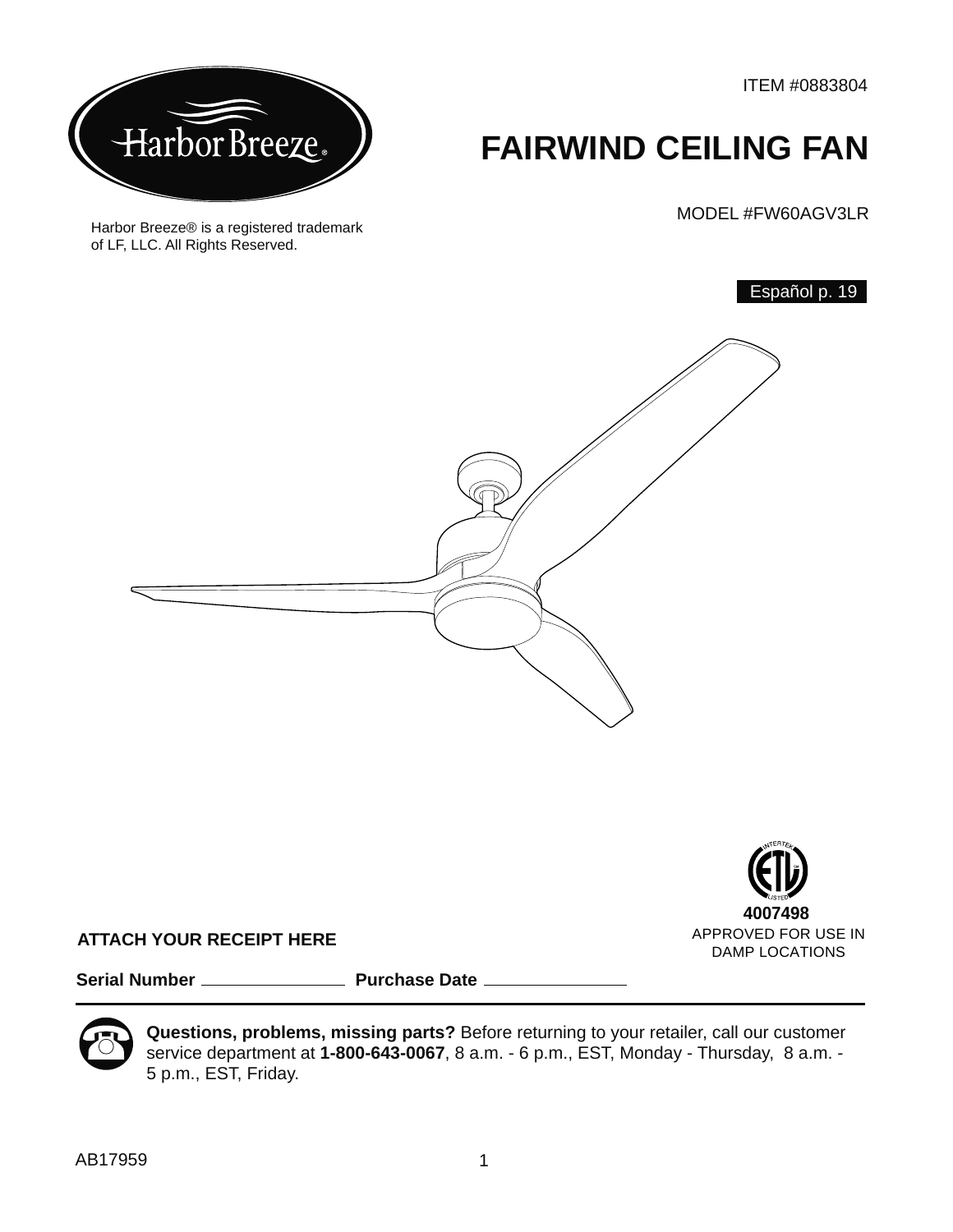ITEM #0883804

# FAIRWIND CEILING FAN

MODEL #FW60AGV3LR

Harbor Breeze® is a registered trademark of LF, LLC. All Rights Reserved.

Español p. 19

4007498
APPROVED FOR USE IN DAMP LOCATIONS

**ATTACH YOUR RECEIPT HERE**

**Serial Number** \_\_\_\_\_\_\_\_\_\_\_\_\_\_\_\_ **Purchase Date** \_\_\_\_\_\_\_\_\_\_\_\_\_\_\_\_

**Questions, problems, missing parts?** Before returning to your retailer, call our customer service department at **1-800-643-0067**, 8 a.m. - 6 p.m., EST, Monday - Thursday, 8 a.m. - 5 p.m., EST, Friday.

AB17959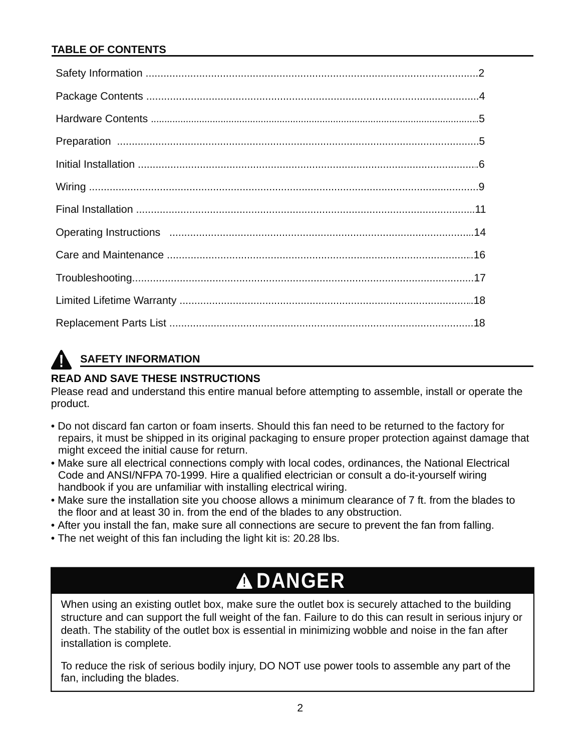## TABLE OF CONTENTS

| Section | Page |
| --- | --- |
| Safety Information | 2 |
| Package Contents | 4 |
| Hardware Contents | 5 |
| Preparation | 5 |
| Initial Installation | 6 |
| Wiring | 9 |
| Final Installation | 11 |
| Operating Instructions | 14 |
| Care and Maintenance | 16 |
| Troubleshooting | 17 |
| Limited Lifetime Warranty | 18 |
| Replacement Parts List | 18 |

## SAFETY INFORMATION

**READ AND SAVE THESE INSTRUCTIONS**

Please read and understand this entire manual before attempting to assemble, install or operate the product.

- Do not discard fan carton or foam inserts. Should this fan need to be returned to the factory for repairs, it must be shipped in its original packaging to ensure proper protection against damage that might exceed the initial cause for return.
- Make sure all electrical connections comply with local codes, ordinances, the National Electrical Code and ANSI/NFPA 70-1999. Hire a qualified electrician or consult a do-it-yourself wiring handbook if you are unfamiliar with installing electrical wiring.
- Make sure the installation site you choose allows a minimum clearance of 7 ft. from the blades to the floor and at least 30 in. from the end of the blades to any obstruction.
- After you install the fan, make sure all connections are secure to prevent the fan from falling.
- The net weight of this fan including the light kit is: 20.28 lbs.

### DANGER

When using an existing outlet box, make sure the outlet box is securely attached to the building structure and can support the full weight of the fan. Failure to do this can result in serious injury or death. The stability of the outlet box is essential in minimizing wobble and noise in the fan after installation is complete.

To reduce the risk of serious bodily injury, DO NOT use power tools to assemble any part of the fan, including the blades.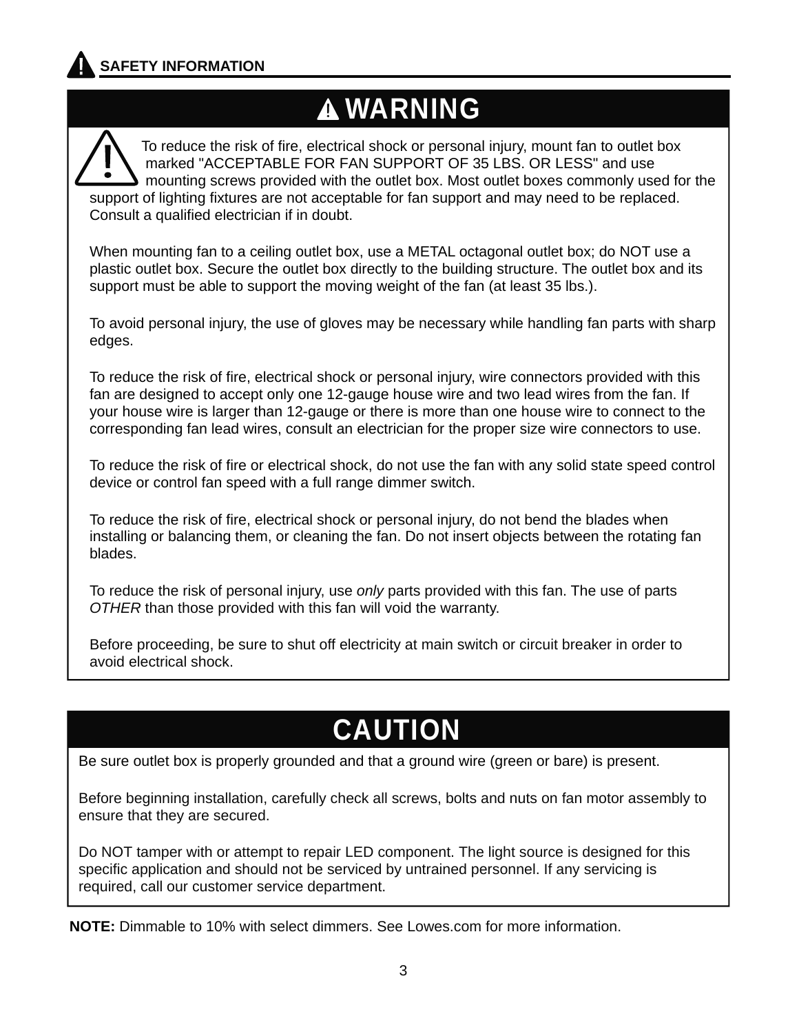## ⚠ SAFETY INFORMATION

# ⚠ WARNING

To reduce the risk of fire, electrical shock or personal injury, mount fan to outlet box marked "ACCEPTABLE FOR FAN SUPPORT OF 35 LBS. OR LESS" and use mounting screws provided with the outlet box. Most outlet boxes commonly used for the support of lighting fixtures are not acceptable for fan support and may need to be replaced. Consult a qualified electrician if in doubt.

When mounting fan to a ceiling outlet box, use a METAL octagonal outlet box; do NOT use a plastic outlet box. Secure the outlet box directly to the building structure. The outlet box and its support must be able to support the moving weight of the fan (at least 35 lbs.).

To avoid personal injury, the use of gloves may be necessary while handling fan parts with sharp edges.

To reduce the risk of fire, electrical shock or personal injury, wire connectors provided with this fan are designed to accept only one 12-gauge house wire and two lead wires from the fan. If your house wire is larger than 12-gauge or there is more than one house wire to connect to the corresponding fan lead wires, consult an electrician for the proper size wire connectors to use.

To reduce the risk of fire or electrical shock, do not use the fan with any solid state speed control device or control fan speed with a full range dimmer switch.

To reduce the risk of fire, electrical shock or personal injury, do not bend the blades when installing or balancing them, or cleaning the fan. Do not insert objects between the rotating fan blades.

To reduce the risk of personal injury, use *only* parts provided with this fan. The use of parts *OTHER* than those provided with this fan will void the warranty.

Before proceeding, be sure to shut off electricity at main switch or circuit breaker in order to avoid electrical shock.

# CAUTION

Be sure outlet box is properly grounded and that a ground wire (green or bare) is present.

Before beginning installation, carefully check all screws, bolts and nuts on fan motor assembly to ensure that they are secured.

Do NOT tamper with or attempt to repair LED component. The light source is designed for this specific application and should not be serviced by untrained personnel. If any servicing is required, call our customer service department.

**NOTE:** Dimmable to 10% with select dimmers. See Lowes.com for more information.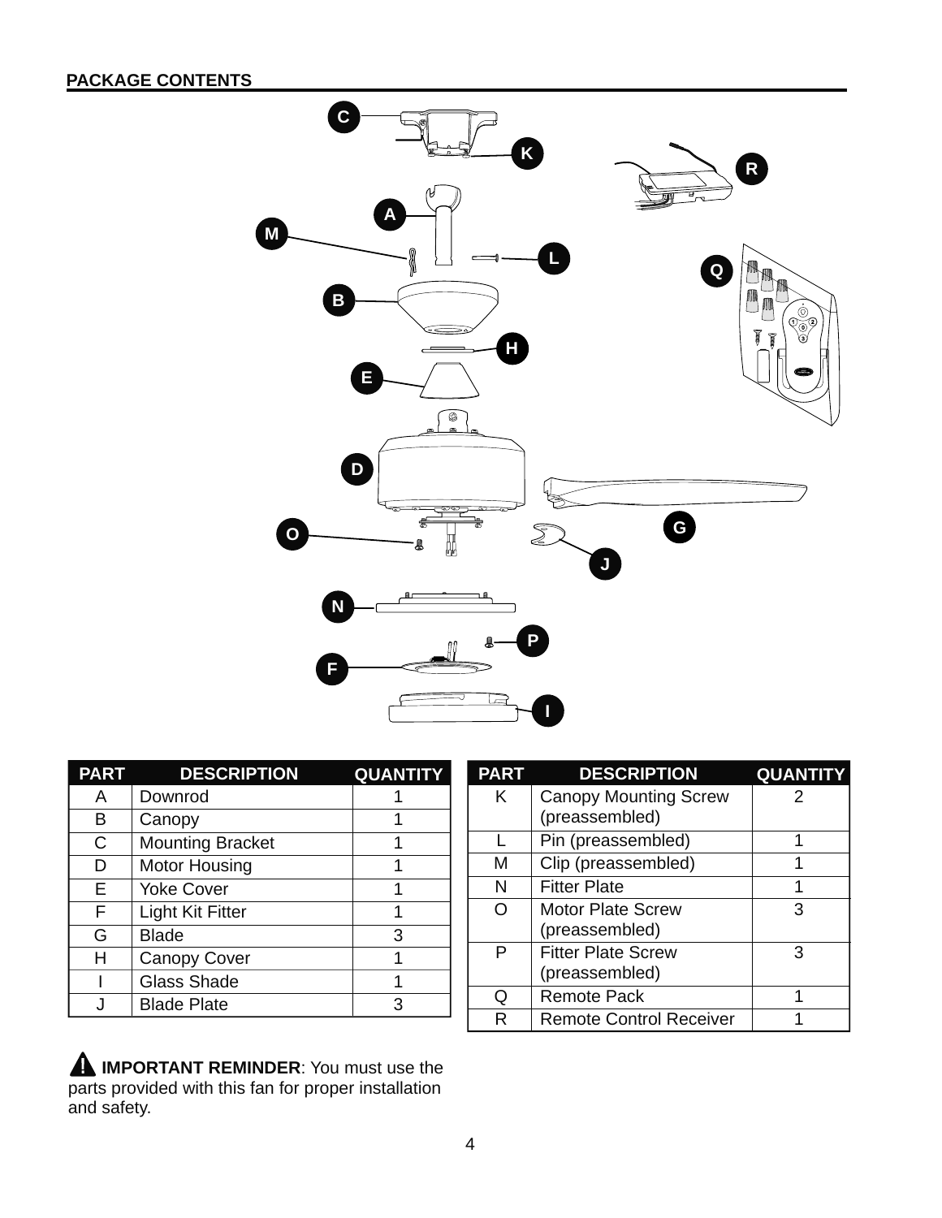## PACKAGE CONTENTS

| PART | DESCRIPTION | QUANTITY |
|---|---|---|
| A | Downrod | 1 |
| B | Canopy | 1 |
| C | Mounting Bracket | 1 |
| D | Motor Housing | 1 |
| E | Yoke Cover | 1 |
| F | Light Kit Fitter | 1 |
| G | Blade | 3 |
| H | Canopy Cover | 1 |
| I | Glass Shade | 1 |
| J | Blade Plate | 3 |

| PART | DESCRIPTION | QUANTITY |
|---|---|---|
| K | Canopy Mounting Screw (preassembled) | 2 |
| L | Pin (preassembled) | 1 |
| M | Clip (preassembled) | 1 |
| N | Fitter Plate | 1 |
| O | Motor Plate Screw (preassembled) | 3 |
| P | Fitter Plate Screw (preassembled) | 3 |
| Q | Remote Pack | 1 |
| R | Remote Control Receiver | 1 |

**IMPORTANT REMINDER**: You must use the parts provided with this fan for proper installation and safety.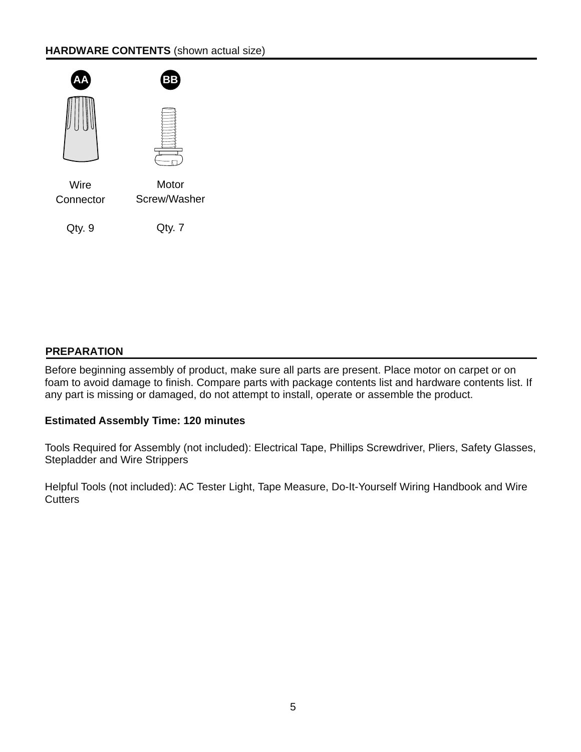## HARDWARE CONTENTS (shown actual size)

| AA | BB |
| --- | --- |
| Wire Connector | Motor Screw/Washer |
| Qty. 9 | Qty. 7 |

## PREPARATION

Before beginning assembly of product, make sure all parts are present. Place motor on carpet or on foam to avoid damage to finish. Compare parts with package contents list and hardware contents list. If any part is missing or damaged, do not attempt to install, operate or assemble the product.

**Estimated Assembly Time: 120 minutes**

Tools Required for Assembly (not included): Electrical Tape, Phillips Screwdriver, Pliers, Safety Glasses, Stepladder and Wire Strippers

Helpful Tools (not included): AC Tester Light, Tape Measure, Do-It-Yourself Wiring Handbook and Wire Cutters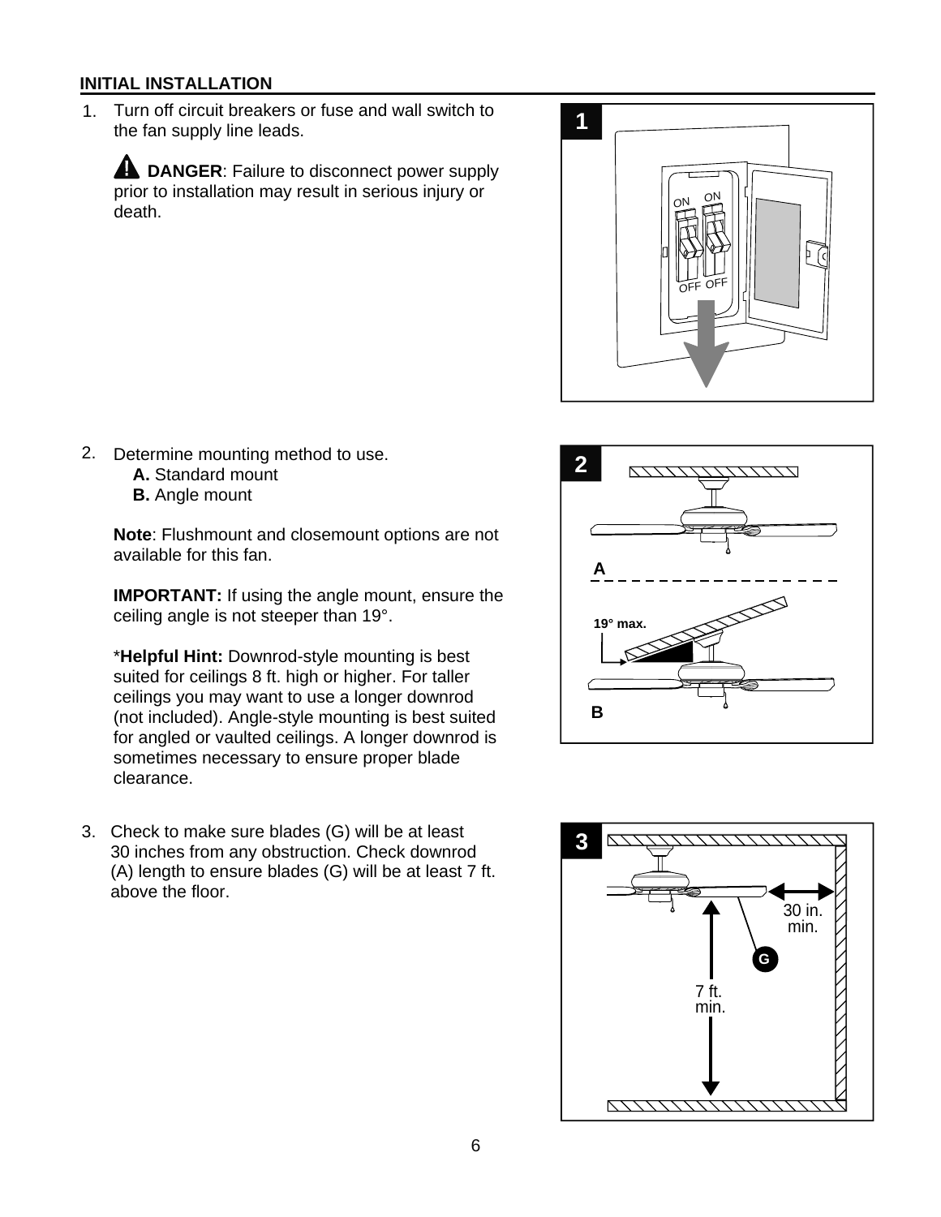## INITIAL INSTALLATION

1. Turn off circuit breakers or fuse and wall switch to the fan supply line leads.

   **DANGER**: Failure to disconnect power supply prior to installation may result in serious injury or death.

2. Determine mounting method to use.
   **A.** Standard mount
   **B.** Angle mount

   **Note**: Flushmount and closemount options are not available for this fan.

   **IMPORTANT:** If using the angle mount, ensure the ceiling angle is not steeper than 19°.

   ***Helpful Hint:** Downrod-style mounting is best suited for ceilings 8 ft. high or higher. For taller ceilings you may want to use a longer downrod (not included). Angle-style mounting is best suited for angled or vaulted ceilings. A longer downrod is sometimes necessary to ensure proper blade clearance.

3. Check to make sure blades (G) will be at least 30 inches from any obstruction. Check downrod (A) length to ensure blades (G) will be at least 7 ft. above the floor.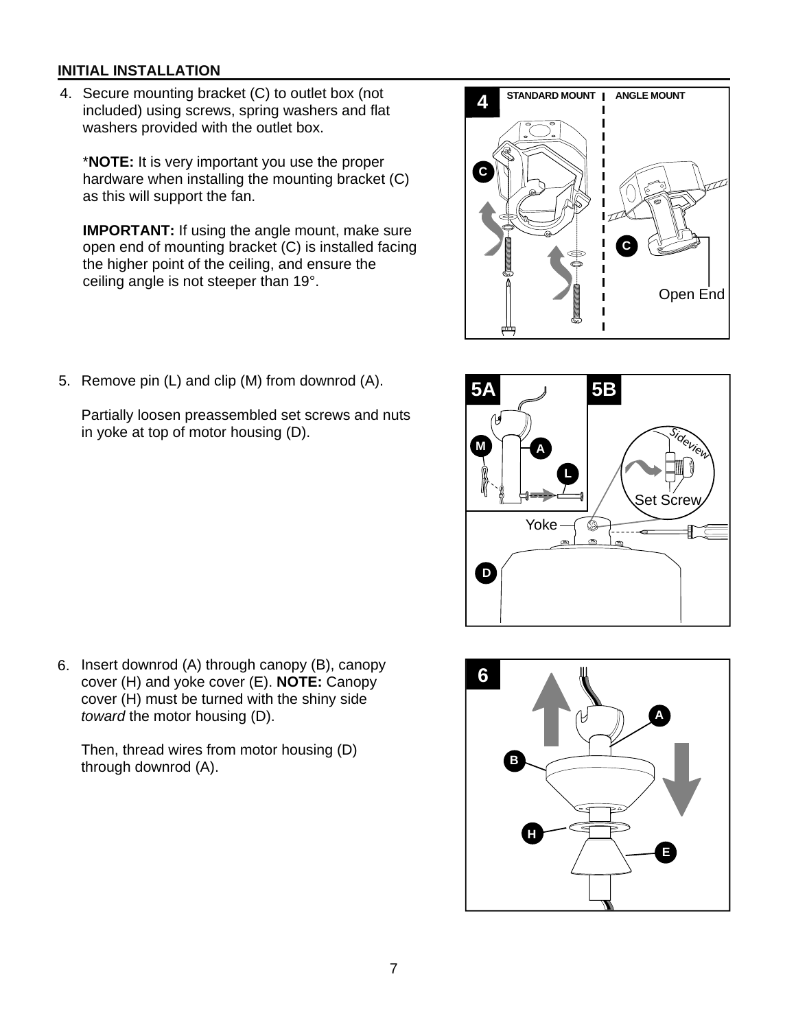## INITIAL INSTALLATION

4. Secure mounting bracket (C) to outlet box (not included) using screws, spring washers and flat washers provided with the outlet box.

   ***NOTE:** It is very important you use the proper hardware when installing the mounting bracket (C) as this will support the fan.

   **IMPORTANT:** If using the angle mount, make sure open end of mounting bracket (C) is installed facing the higher point of the ceiling, and ensure the ceiling angle is not steeper than 19°.

5. Remove pin (L) and clip (M) from downrod (A).

   Partially loosen preassembled set screws and nuts in yoke at top of motor housing (D).

6. Insert downrod (A) through canopy (B), canopy cover (H) and yoke cover (E). **NOTE:** Canopy cover (H) must be turned with the shiny side *toward* the motor housing (D).

   Then, thread wires from motor housing (D) through downrod (A).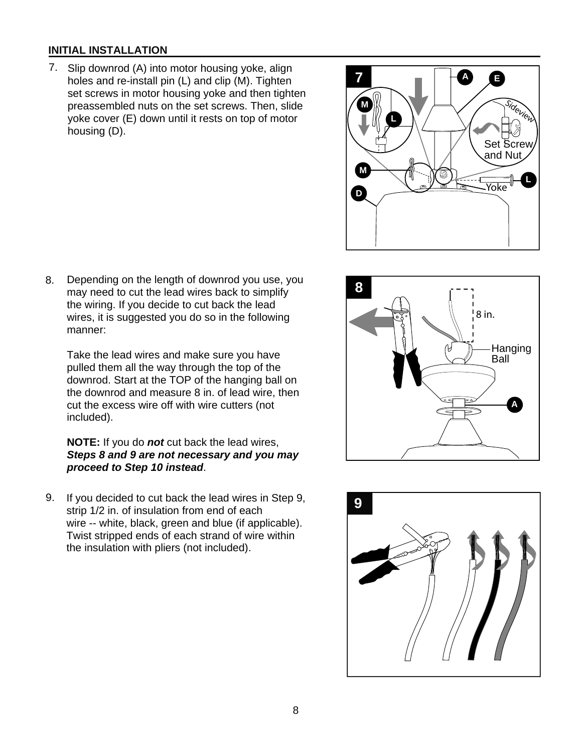## INITIAL INSTALLATION

7. Slip downrod (A) into motor housing yoke, align holes and re-install pin (L) and clip (M). Tighten set screws in motor housing yoke and then tighten preassembled nuts on the set screws. Then, slide yoke cover (E) down until it rests on top of motor housing (D).

8. Depending on the length of downrod you use, you may need to cut the lead wires back to simplify the wiring. If you decide to cut back the lead wires, it is suggested you do so in the following manner:

   Take the lead wires and make sure you have pulled them all the way through the top of the downrod. Start at the TOP of the hanging ball on the downrod and measure 8 in. of lead wire, then cut the excess wire off with wire cutters (not included).

   **NOTE:** If you do ***not*** cut back the lead wires, ***Steps 8 and 9 are not necessary and you may proceed to Step 10 instead***.

9. If you decided to cut back the lead wires in Step 9, strip 1/2 in. of insulation from end of each wire -- white, black, green and blue (if applicable). Twist stripped ends of each strand of wire within the insulation with pliers (not included).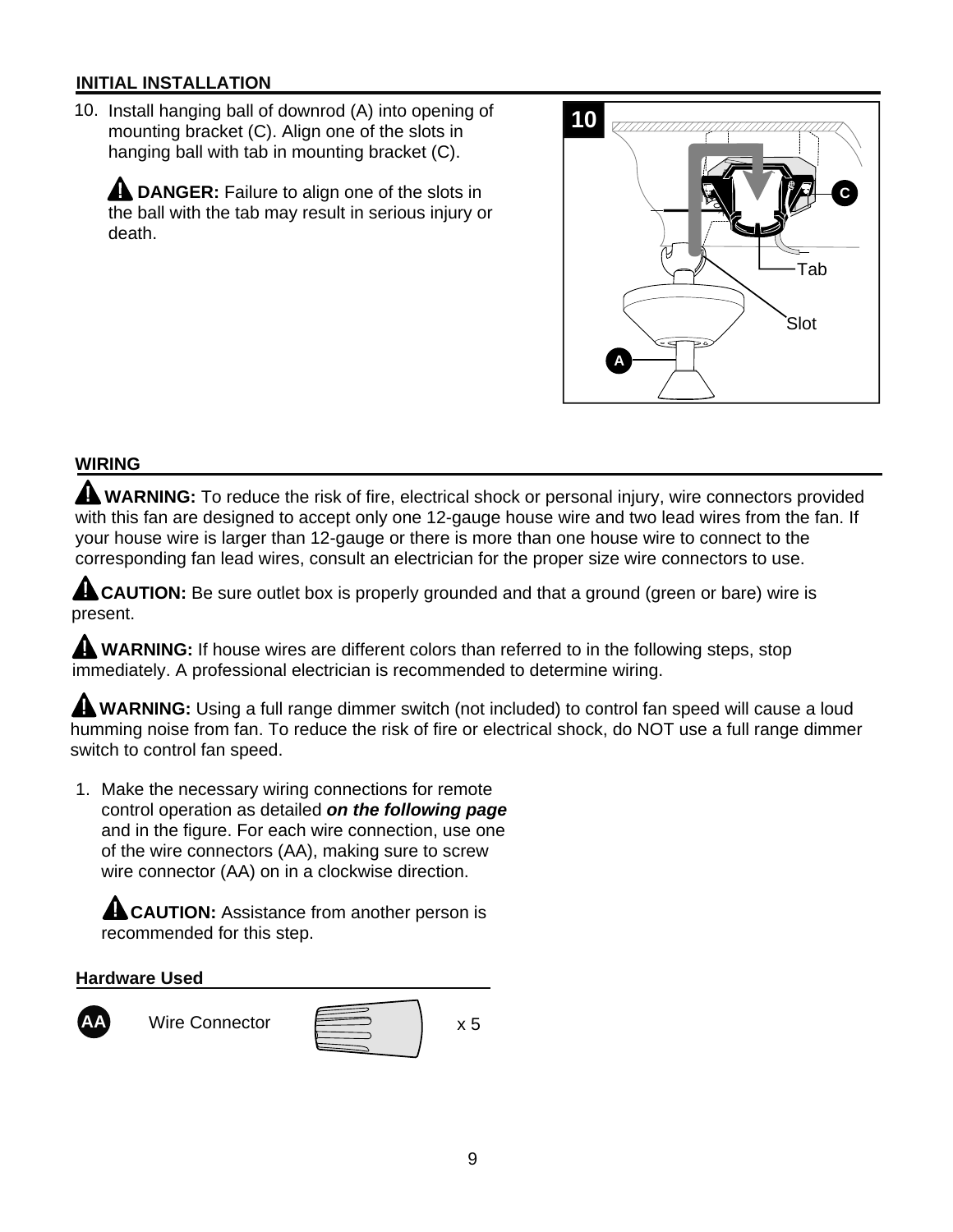## INITIAL INSTALLATION

10. Install hanging ball of downrod (A) into opening of mounting bracket (C). Align one of the slots in hanging ball with tab in mounting bracket (C).

    **DANGER:** Failure to align one of the slots in the ball with the tab may result in serious injury or death.

## WIRING

**WARNING:** To reduce the risk of fire, electrical shock or personal injury, wire connectors provided with this fan are designed to accept only one 12-gauge house wire and two lead wires from the fan. If your house wire is larger than 12-gauge or there is more than one house wire to connect to the corresponding fan lead wires, consult an electrician for the proper size wire connectors to use.

**CAUTION:** Be sure outlet box is properly grounded and that a ground (green or bare) wire is present.

**WARNING:** If house wires are different colors than referred to in the following steps, stop immediately. A professional electrician is recommended to determine wiring.

**WARNING:** Using a full range dimmer switch (not included) to control fan speed will cause a loud humming noise from fan. To reduce the risk of fire or electrical shock, do NOT use a full range dimmer switch to control fan speed.

1. Make the necessary wiring connections for remote control operation as detailed ***on the following page*** and in the figure. For each wire connection, use one of the wire connectors (AA), making sure to screw wire connector (AA) on in a clockwise direction.

   **CAUTION:** Assistance from another person is recommended for this step.

### Hardware Used

| | | |
|---|---|---|
| AA | Wire Connector | x 5 |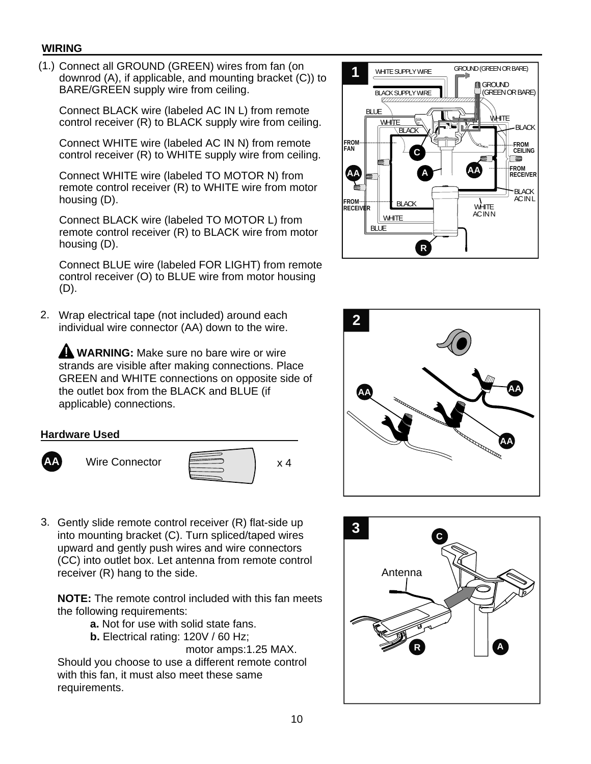## WIRING

(1.) Connect all GROUND (GREEN) wires from fan (on downrod (A), if applicable, and mounting bracket (C)) to BARE/GREEN supply wire from ceiling.

Connect BLACK wire (labeled AC IN L) from remote control receiver (R) to BLACK supply wire from ceiling.

Connect WHITE wire (labeled AC IN N) from remote control receiver (R) to WHITE supply wire from ceiling.

Connect WHITE wire (labeled TO MOTOR N) from remote control receiver (R) to WHITE wire from motor housing (D).

Connect BLACK wire (labeled TO MOTOR L) from remote control receiver (R) to BLACK wire from motor housing (D).

Connect BLUE wire (labeled FOR LIGHT) from remote control receiver (O) to BLUE wire from motor housing (D).

2. Wrap electrical tape (not included) around each individual wire connector (AA) down to the wire.

**WARNING:** Make sure no bare wire or wire strands are visible after making connections. Place GREEN and WHITE connections on opposite side of the outlet box from the BLACK and BLUE (if applicable) connections.

### Hardware Used

| | | |
|---|---|---|
| AA | Wire Connector | x 4 |

3. Gently slide remote control receiver (R) flat-side up into mounting bracket (C). Turn spliced/taped wires upward and gently push wires and wire connectors (CC) into outlet box. Let antenna from remote control receiver (R) hang to the side.

**NOTE:** The remote control included with this fan meets the following requirements:

**a.** Not for use with solid state fans.
**b.** Electrical rating: 120V / 60 Hz; motor amps:1.25 MAX.

Should you choose to use a different remote control with this fan, it must also meet these same requirements.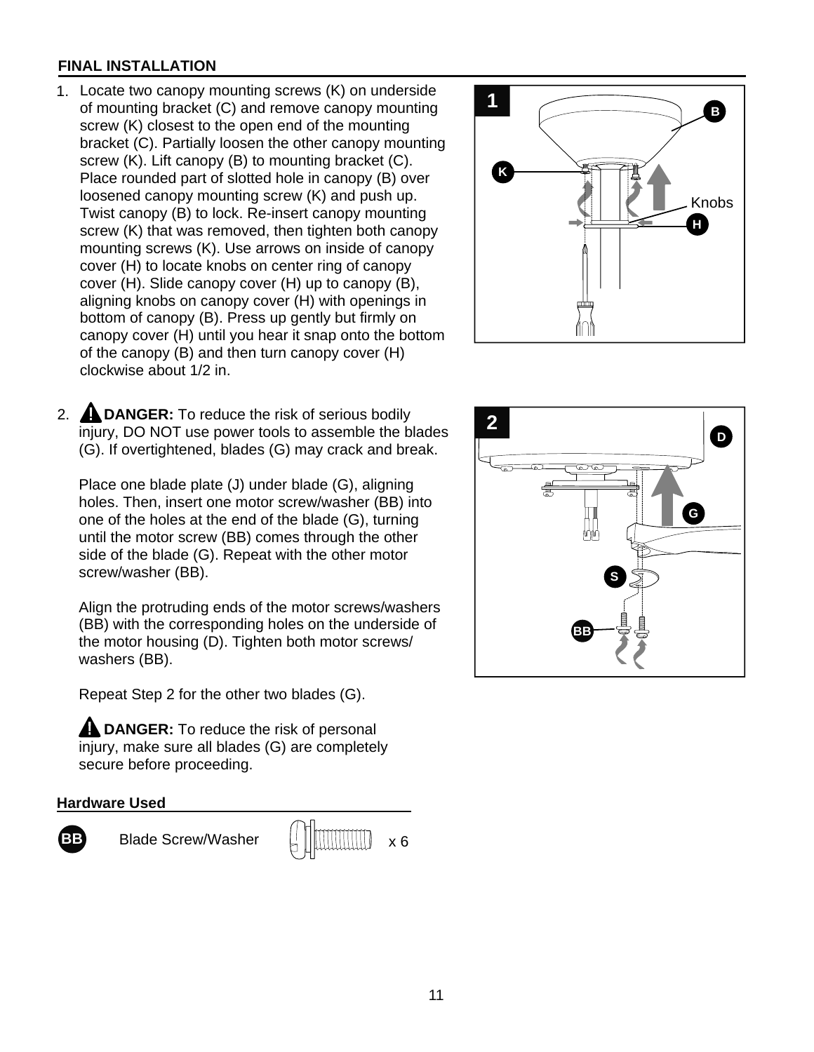## FINAL INSTALLATION

1. Locate two canopy mounting screws (K) on underside of mounting bracket (C) and remove canopy mounting screw (K) closest to the open end of the mounting bracket (C). Partially loosen the other canopy mounting screw (K). Lift canopy (B) to mounting bracket (C). Place rounded part of slotted hole in canopy (B) over loosened canopy mounting screw (K) and push up. Twist canopy (B) to lock. Re-insert canopy mounting screw (K) that was removed, then tighten both canopy mounting screws (K). Use arrows on inside of canopy cover (H) to locate knobs on center ring of canopy cover (H). Slide canopy cover (H) up to canopy (B), aligning knobs on canopy cover (H) with openings in bottom of canopy (B). Press up gently but firmly on canopy cover (H) until you hear it snap onto the bottom of the canopy (B) and then turn canopy cover (H) clockwise about 1/2 in.

2. **DANGER:** To reduce the risk of serious bodily injury, DO NOT use power tools to assemble the blades (G). If overtightened, blades (G) may crack and break.

   Place one blade plate (J) under blade (G), aligning holes. Then, insert one motor screw/washer (BB) into one of the holes at the end of the blade (G), turning until the motor screw (BB) comes through the other side of the blade (G). Repeat with the other motor screw/washer (BB).

   Align the protruding ends of the motor screws/washers (BB) with the corresponding holes on the underside of the motor housing (D). Tighten both motor screws/ washers (BB).

   Repeat Step 2 for the other two blades (G).

   **DANGER:** To reduce the risk of personal injury, make sure all blades (G) are completely secure before proceeding.

**Hardware Used**

| | | |
|---|---|---|
| BB | Blade Screw/Washer | x 6 |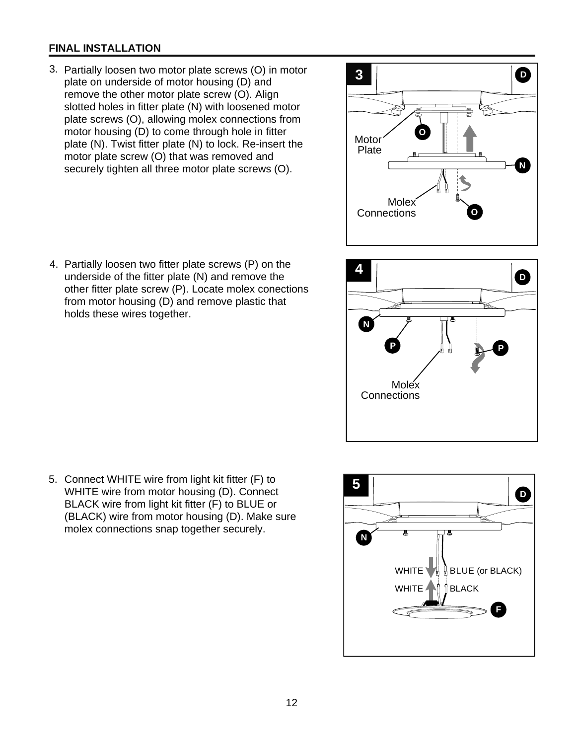## FINAL INSTALLATION

3. Partially loosen two motor plate screws (O) in motor plate on underside of motor housing (D) and remove the other motor plate screw (O). Align slotted holes in fitter plate (N) with loosened motor plate screws (O), allowing molex connections from motor housing (D) to come through hole in fitter plate (N). Twist fitter plate (N) to lock. Re-insert the motor plate screw (O) that was removed and securely tighten all three motor plate screws (O).

4. Partially loosen two fitter plate screws (P) on the underside of the fitter plate (N) and remove the other fitter plate screw (P). Locate molex conections from motor housing (D) and remove plastic that holds these wires together.

5. Connect WHITE wire from light kit fitter (F) to WHITE wire from motor housing (D). Connect BLACK wire from light kit fitter (F) to BLUE or (BLACK) wire from motor housing (D). Make sure molex connections snap together securely.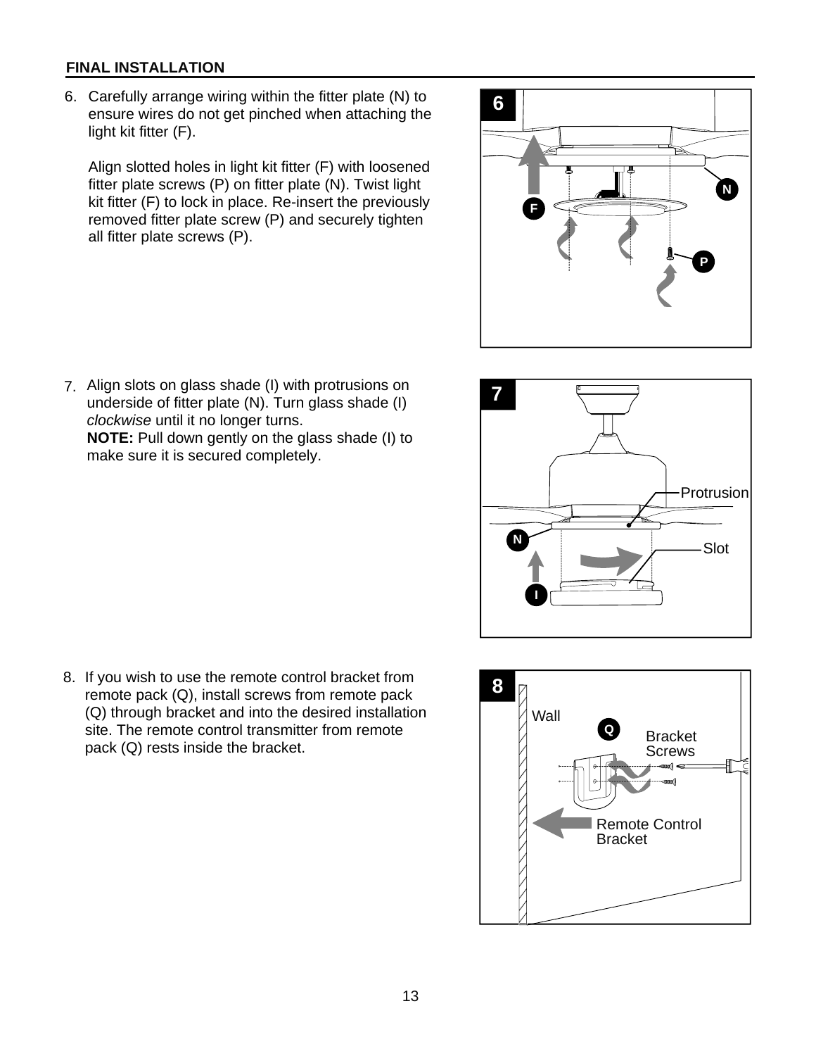## FINAL INSTALLATION

6. Carefully arrange wiring within the fitter plate (N) to ensure wires do not get pinched when attaching the light kit fitter (F).

   Align slotted holes in light kit fitter (F) with loosened fitter plate screws (P) on fitter plate (N). Twist light kit fitter (F) to lock in place. Re-insert the previously removed fitter plate screw (P) and securely tighten all fitter plate screws (P).

7. Align slots on glass shade (I) with protrusions on underside of fitter plate (N). Turn glass shade (I) *clockwise* until it no longer turns.
   **NOTE:** Pull down gently on the glass shade (I) to make sure it is secured completely.

8. If you wish to use the remote control bracket from remote pack (Q), install screws from remote pack (Q) through bracket and into the desired installation site. The remote control transmitter from remote pack (Q) rests inside the bracket.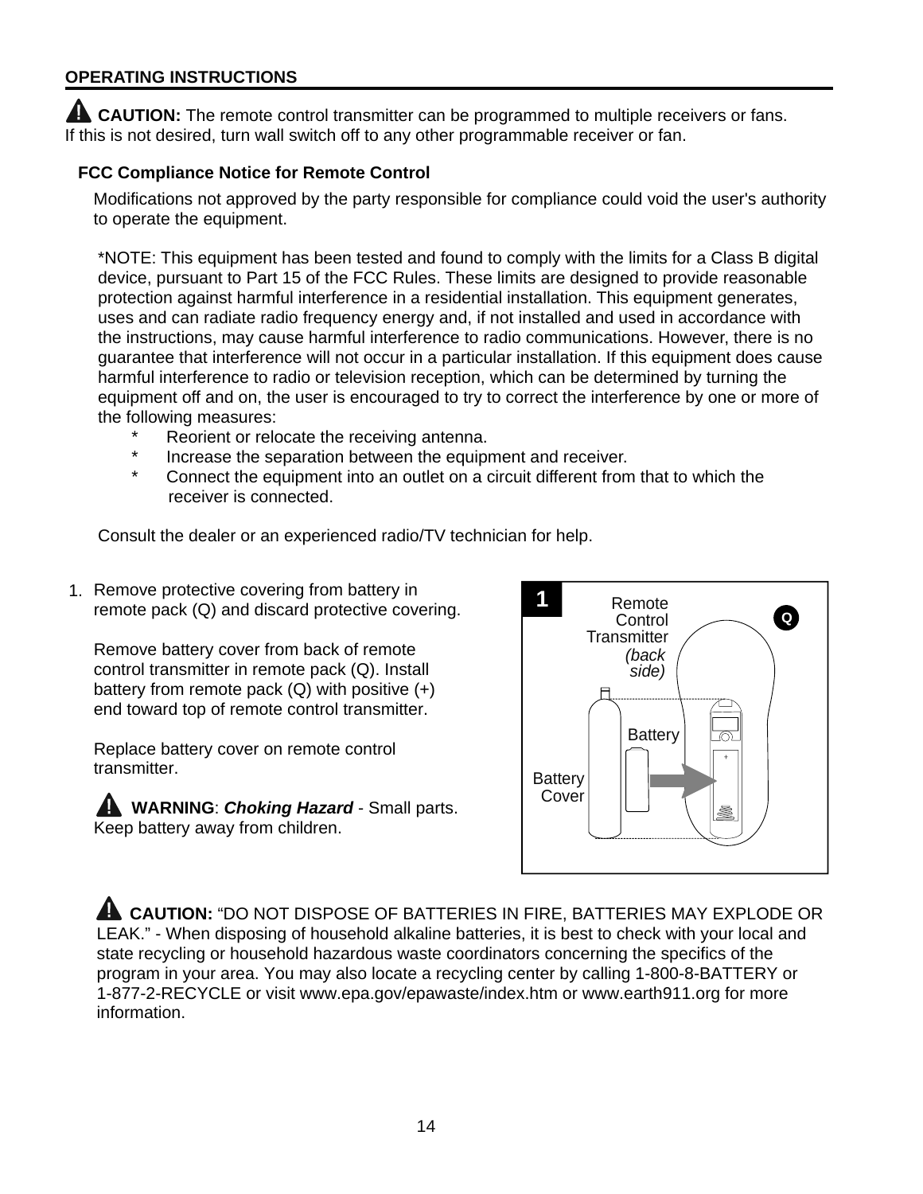## OPERATING INSTRUCTIONS

**CAUTION:** The remote control transmitter can be programmed to multiple receivers or fans. If this is not desired, turn wall switch off to any other programmable receiver or fan.

### FCC Compliance Notice for Remote Control

Modifications not approved by the party responsible for compliance could void the user's authority to operate the equipment.

*NOTE: This equipment has been tested and found to comply with the limits for a Class B digital device, pursuant to Part 15 of the FCC Rules. These limits are designed to provide reasonable protection against harmful interference in a residential installation. This equipment generates, uses and can radiate radio frequency energy and, if not installed and used in accordance with the instructions, may cause harmful interference to radio communications. However, there is no guarantee that interference will not occur in a particular installation. If this equipment does cause harmful interference to radio or television reception, which can be determined by turning the equipment off and on, the user is encouraged to try to correct the interference by one or more of the following measures:

- Reorient or relocate the receiving antenna.
- Increase the separation between the equipment and receiver.
- Connect the equipment into an outlet on a circuit different from that to which the receiver is connected.

Consult the dealer or an experienced radio/TV technician for help.

1. Remove protective covering from battery in remote pack (Q) and discard protective covering.

   Remove battery cover from back of remote control transmitter in remote pack (Q). Install battery from remote pack (Q) with positive (+) end toward top of remote control transmitter.

   Replace battery cover on remote control transmitter.

   **WARNING**: ***Choking Hazard*** - Small parts. Keep battery away from children.

1 — Remote Control Transmitter *(back side)* — Q — Battery — Battery Cover

**CAUTION:** “DO NOT DISPOSE OF BATTERIES IN FIRE, BATTERIES MAY EXPLODE OR LEAK.” - When disposing of household alkaline batteries, it is best to check with your local and state recycling or household hazardous waste coordinators concerning the specifics of the program in your area. You may also locate a recycling center by calling 1-800-8-BATTERY or 1-877-2-RECYCLE or visit www.epa.gov/epawaste/index.htm or www.earth911.org for more information.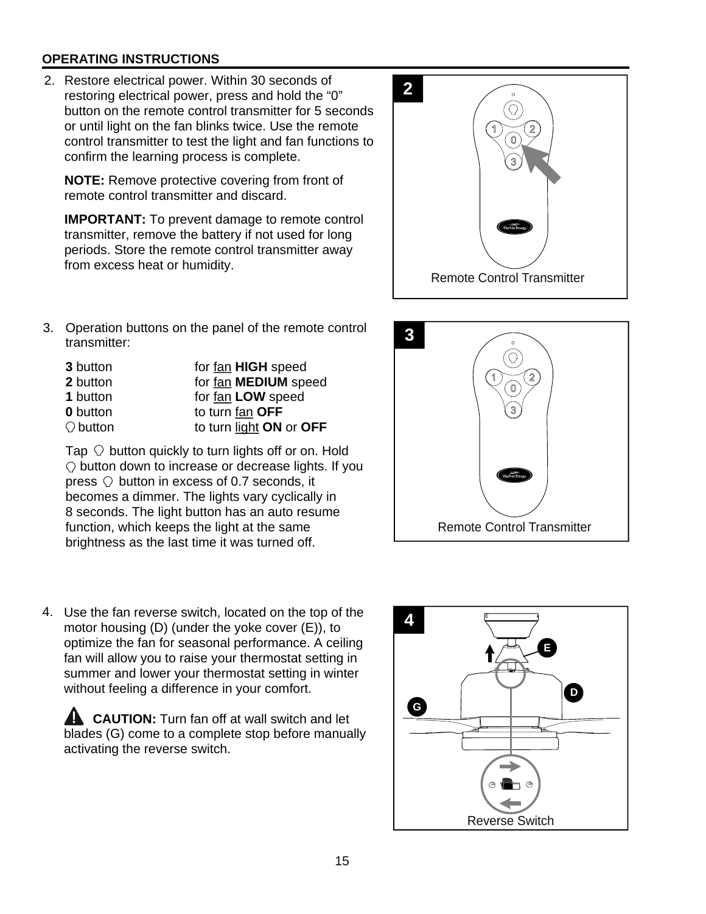## OPERATING INSTRUCTIONS

2. Restore electrical power. Within 30 seconds of restoring electrical power, press and hold the “0” button on the remote control transmitter for 5 seconds or until light on the fan blinks twice. Use the remote control transmitter to test the light and fan functions to confirm the learning process is complete.

   **NOTE:** Remove protective covering from front of remote control transmitter and discard.

   **IMPORTANT:** To prevent damage to remote control transmitter, remove the battery if not used for long periods. Store the remote control transmitter away from excess heat or humidity.

2

Remote Control Transmitter

3. Operation buttons on the panel of the remote control transmitter:

| | |
|---|---|
| **3** button | for fan **HIGH** speed |
| **2** button | for fan **MEDIUM** speed |
| **1** button | for fan **LOW** speed |
| **0** button | to turn fan **OFF** |
| ○ button | to turn light **ON** or **OFF** |

   Tap ○ button quickly to turn lights off or on. Hold ○ button down to increase or decrease lights. If you press ○ button in excess of 0.7 seconds, it becomes a dimmer. The lights vary cyclically in 8 seconds. The light button has an auto resume function, which keeps the light at the same brightness as the last time it was turned off.

3

Remote Control Transmitter

4. Use the fan reverse switch, located on the top of the motor housing (D) (under the yoke cover (E)), to optimize the fan for seasonal performance. A ceiling fan will allow you to raise your thermostat setting in summer and lower your thermostat setting in winter without feeling a difference in your comfort.

   **CAUTION:** Turn fan off at wall switch and let blades (G) come to a complete stop before manually activating the reverse switch.

4

E

D

G

Reverse Switch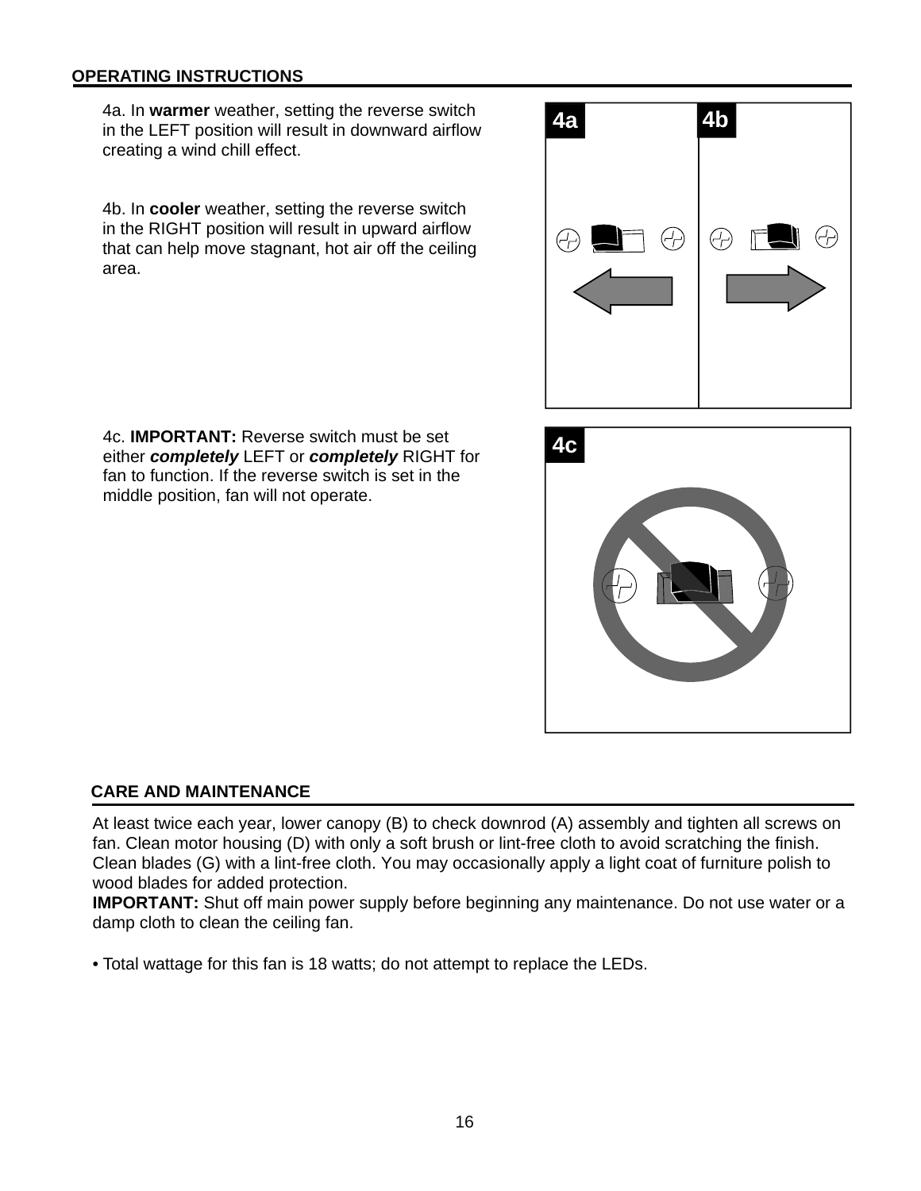## OPERATING INSTRUCTIONS

4a. In **warmer** weather, setting the reverse switch in the LEFT position will result in downward airflow creating a wind chill effect.

4b. In **cooler** weather, setting the reverse switch in the RIGHT position will result in upward airflow that can help move stagnant, hot air off the ceiling area.

4c. **IMPORTANT:** Reverse switch must be set either ***completely*** LEFT or ***completely*** RIGHT for fan to function. If the reverse switch is set in the middle position, fan will not operate.

## CARE AND MAINTENANCE

At least twice each year, lower canopy (B) to check downrod (A) assembly and tighten all screws on fan. Clean motor housing (D) with only a soft brush or lint-free cloth to avoid scratching the finish. Clean blades (G) with a lint-free cloth. You may occasionally apply a light coat of furniture polish to wood blades for added protection.

**IMPORTANT:** Shut off main power supply before beginning any maintenance. Do not use water or a damp cloth to clean the ceiling fan.

- Total wattage for this fan is 18 watts; do not attempt to replace the LEDs.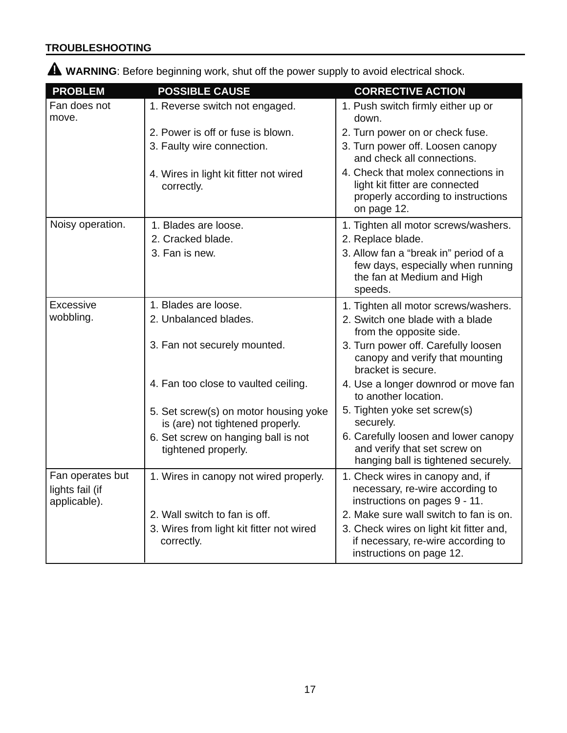## TROUBLESHOOTING

⚠ **WARNING**: Before beginning work, shut off the power supply to avoid electrical shock.

| PROBLEM | POSSIBLE CAUSE | CORRECTIVE ACTION |
|---|---|---|
| Fan does not move. | 1. Reverse switch not engaged. | 1. Push switch firmly either up or down. |
| | 2. Power is off or fuse is blown. | 2. Turn power on or check fuse. |
| | 3. Faulty wire connection. | 3. Turn power off. Loosen canopy and check all connections. |
| | 4. Wires in light kit fitter not wired correctly. | 4. Check that molex connections in light kit fitter are connected properly according to instructions on page 12. |
| Noisy operation. | 1. Blades are loose. | 1. Tighten all motor screws/washers. |
| | 2. Cracked blade. | 2. Replace blade. |
| | 3. Fan is new. | 3. Allow fan a "break in" period of a few days, especially when running the fan at Medium and High speeds. |
| Excessive wobbling. | 1. Blades are loose. | 1. Tighten all motor screws/washers. |
| | 2. Unbalanced blades. | 2. Switch one blade with a blade from the opposite side. |
| | 3. Fan not securely mounted. | 3. Turn power off. Carefully loosen canopy and verify that mounting bracket is secure. |
| | 4. Fan too close to vaulted ceiling. | 4. Use a longer downrod or move fan to another location. |
| | 5. Set screw(s) on motor housing yoke is (are) not tightened properly. | 5. Tighten yoke set screw(s) securely. |
| | 6. Set screw on hanging ball is not tightened properly. | 6. Carefully loosen and lower canopy and verify that set screw on hanging ball is tightened securely. |
| Fan operates but lights fail (if applicable). | 1. Wires in canopy not wired properly. | 1. Check wires in canopy and, if necessary, re-wire according to instructions on pages 9 - 11. |
| | 2. Wall switch to fan is off. | 2. Make sure wall switch to fan is on. |
| | 3. Wires from light kit fitter not wired correctly. | 3. Check wires on light kit fitter and, if necessary, re-wire according to instructions on page 12. |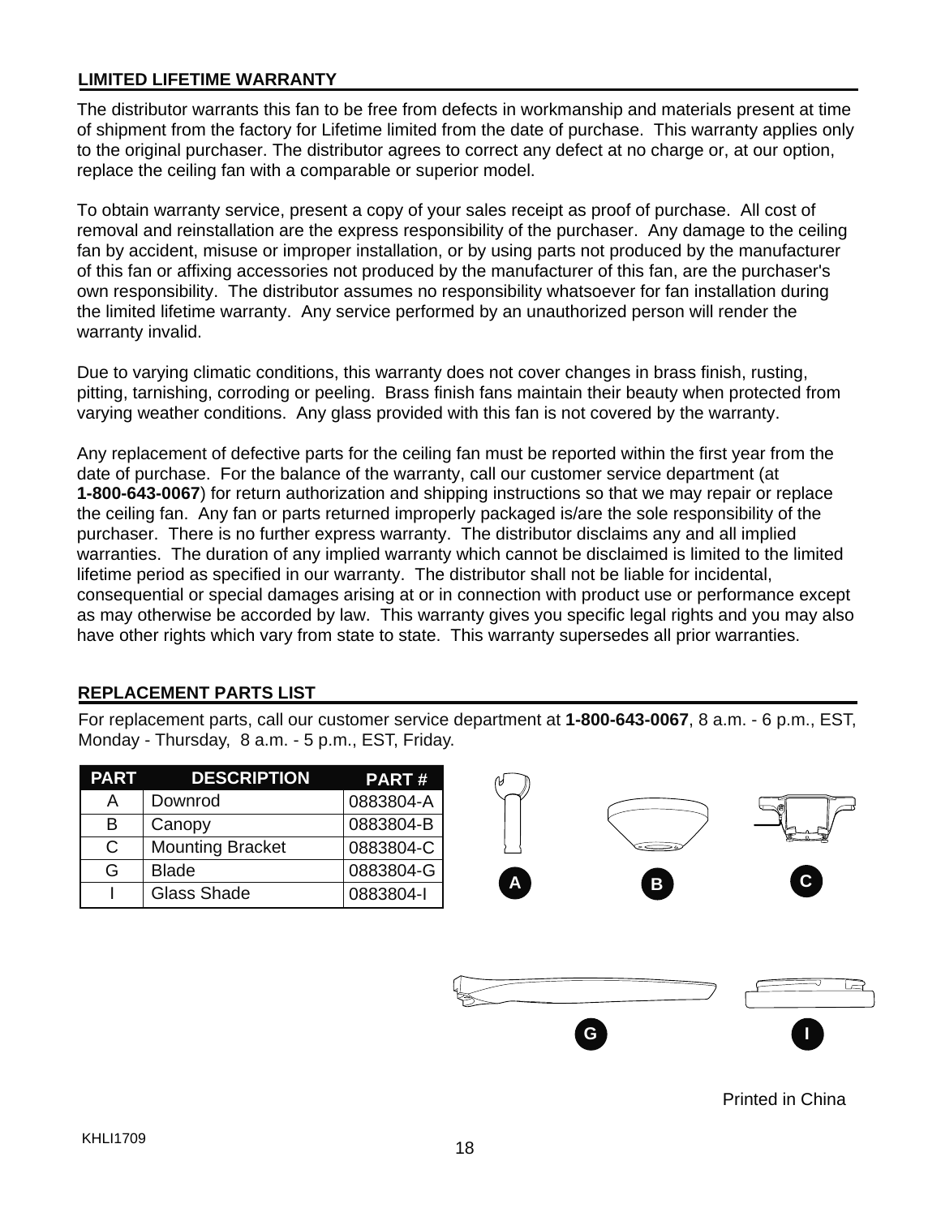## LIMITED LIFETIME WARRANTY

The distributor warrants this fan to be free from defects in workmanship and materials present at time of shipment from the factory for Lifetime limited from the date of purchase. This warranty applies only to the original purchaser. The distributor agrees to correct any defect at no charge or, at our option, replace the ceiling fan with a comparable or superior model.

To obtain warranty service, present a copy of your sales receipt as proof of purchase. All cost of removal and reinstallation are the express responsibility of the purchaser. Any damage to the ceiling fan by accident, misuse or improper installation, or by using parts not produced by the manufacturer of this fan or affixing accessories not produced by the manufacturer of this fan, are the purchaser's own responsibility. The distributor assumes no responsibility whatsoever for fan installation during the limited lifetime warranty. Any service performed by an unauthorized person will render the warranty invalid.

Due to varying climatic conditions, this warranty does not cover changes in brass finish, rusting, pitting, tarnishing, corroding or peeling. Brass finish fans maintain their beauty when protected from varying weather conditions. Any glass provided with this fan is not covered by the warranty.

Any replacement of defective parts for the ceiling fan must be reported within the first year from the date of purchase. For the balance of the warranty, call our customer service department (at **1-800-643-0067**) for return authorization and shipping instructions so that we may repair or replace the ceiling fan. Any fan or parts returned improperly packaged is/are the sole responsibility of the purchaser. There is no further express warranty. The distributor disclaims any and all implied warranties. The duration of any implied warranty which cannot be disclaimed is limited to the limited lifetime period as specified in our warranty. The distributor shall not be liable for incidental, consequential or special damages arising at or in connection with product use or performance except as may otherwise be accorded by law. This warranty gives you specific legal rights and you may also have other rights which vary from state to state. This warranty supersedes all prior warranties.

## REPLACEMENT PARTS LIST

For replacement parts, call our customer service department at **1-800-643-0067**, 8 a.m. - 6 p.m., EST, Monday - Thursday, 8 a.m. - 5 p.m., EST, Friday.

| PART | DESCRIPTION | PART # |
|---|---|---|
| A | Downrod | 0883804-A |
| B | Canopy | 0883804-B |
| C | Mounting Bracket | 0883804-C |
| G | Blade | 0883804-G |
| I | Glass Shade | 0883804-I |

A B C

G I

Printed in China

KHLI1709